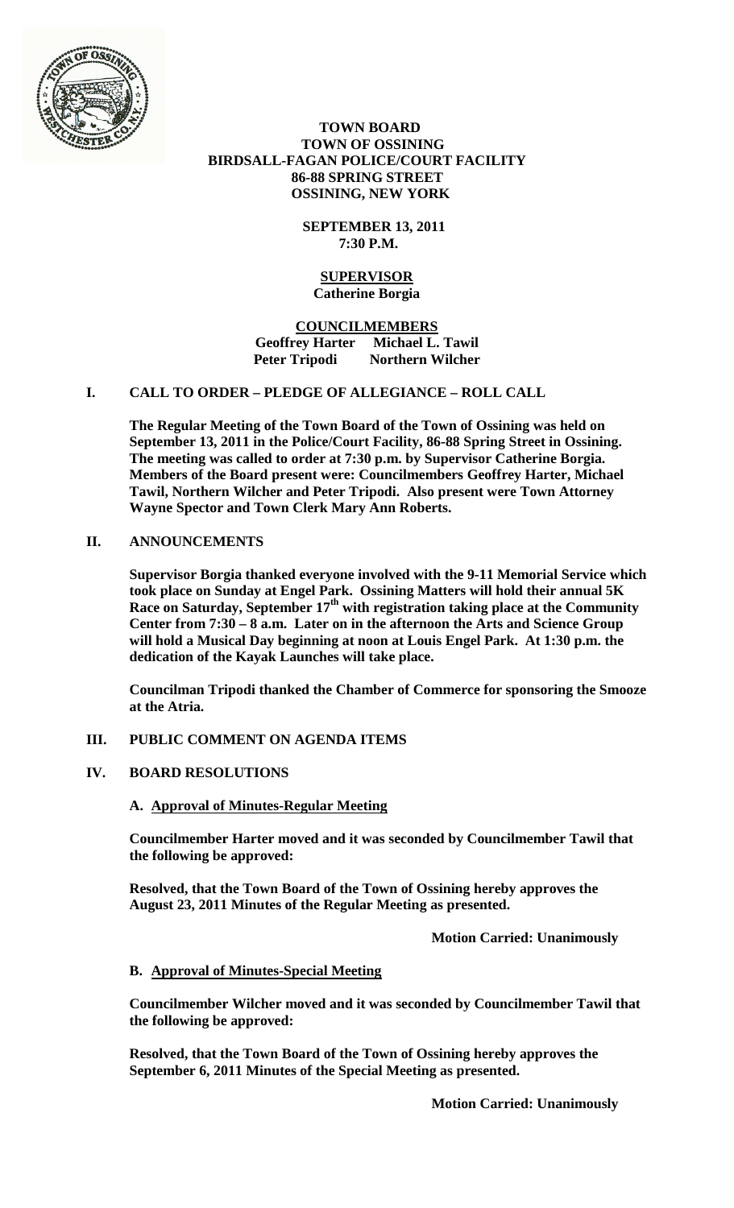**TOWN BOARD**
**TOWN OF OSSINING**
**BIRDSALL-FAGAN POLICE/COURT FACILITY**
**86-88 SPRING STREET**
**OSSINING, NEW YORK**

**SEPTEMBER 13, 2011**
**7:30 P.M.**

**SUPERVISOR**
**Catherine Borgia**

**COUNCILMEMBERS**
**Geoffrey Harter Michael L. Tawil**
**Peter Tripodi Northern Wilcher**

## I. CALL TO ORDER – PLEDGE OF ALLEGIANCE – ROLL CALL

**The Regular Meeting of the Town Board of the Town of Ossining was held on September 13, 2011 in the Police/Court Facility, 86-88 Spring Street in Ossining. The meeting was called to order at 7:30 p.m. by Supervisor Catherine Borgia. Members of the Board present were: Councilmembers Geoffrey Harter, Michael Tawil, Northern Wilcher and Peter Tripodi. Also present were Town Attorney Wayne Spector and Town Clerk Mary Ann Roberts.**

## II. ANNOUNCEMENTS

**Supervisor Borgia thanked everyone involved with the 9-11 Memorial Service which took place on Sunday at Engel Park. Ossining Matters will hold their annual 5K Race on Saturday, September 17th with registration taking place at the Community Center from 7:30 – 8 a.m. Later on in the afternoon the Arts and Science Group will hold a Musical Day beginning at noon at Louis Engel Park. At 1:30 p.m. the dedication of the Kayak Launches will take place.**

**Councilman Tripodi thanked the Chamber of Commerce for sponsoring the Smooze at the Atria.**

## III. PUBLIC COMMENT ON AGENDA ITEMS

## IV. BOARD RESOLUTIONS

**A. Approval of Minutes-Regular Meeting**

**Councilmember Harter moved and it was seconded by Councilmember Tawil that the following be approved:**

**Resolved, that the Town Board of the Town of Ossining hereby approves the August 23, 2011 Minutes of the Regular Meeting as presented.**

**Motion Carried: Unanimously**

**B. Approval of Minutes-Special Meeting**

**Councilmember Wilcher moved and it was seconded by Councilmember Tawil that the following be approved:**

**Resolved, that the Town Board of the Town of Ossining hereby approves the September 6, 2011 Minutes of the Special Meeting as presented.**

**Motion Carried: Unanimously**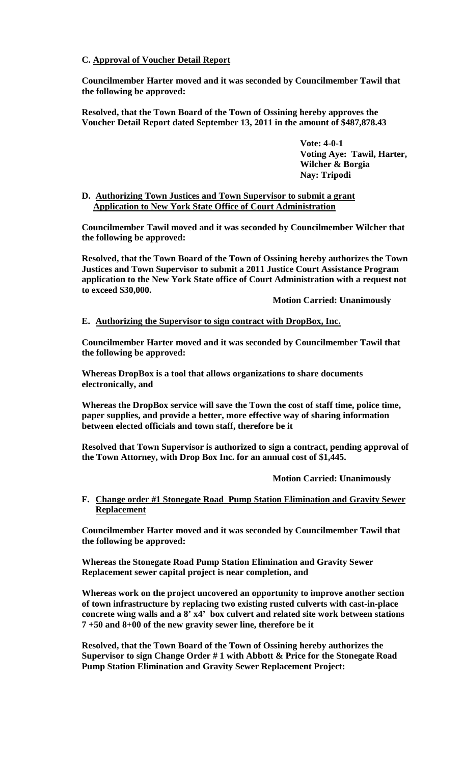**C. Approval of Voucher Detail Report**

**Councilmember Harter moved and it was seconded by Councilmember Tawil that the following be approved:**

**Resolved, that the Town Board of the Town of Ossining hereby approves the Voucher Detail Report dated September 13, 2011 in the amount of $487,878.43**

**Vote: 4-0-1**
**Voting Aye: Tawil, Harter, Wilcher & Borgia**
**Nay: Tripodi**

**D. Authorizing Town Justices and Town Supervisor to submit a grant Application to New York State Office of Court Administration**

**Councilmember Tawil moved and it was seconded by Councilmember Wilcher that the following be approved:**

**Resolved, that the Town Board of the Town of Ossining hereby authorizes the Town Justices and Town Supervisor to submit a 2011 Justice Court Assistance Program application to the New York State office of Court Administration with a request not to exceed $30,000.**

**Motion Carried: Unanimously**

**E. Authorizing the Supervisor to sign contract with DropBox, Inc.**

**Councilmember Harter moved and it was seconded by Councilmember Tawil that the following be approved:**

**Whereas DropBox is a tool that allows organizations to share documents electronically, and**

**Whereas the DropBox service will save the Town the cost of staff time, police time, paper supplies, and provide a better, more effective way of sharing information between elected officials and town staff, therefore be it**

**Resolved that Town Supervisor is authorized to sign a contract, pending approval of the Town Attorney, with Drop Box Inc. for an annual cost of $1,445.**

**Motion Carried: Unanimously**

**F. Change order #1 Stonegate Road Pump Station Elimination and Gravity Sewer Replacement**

**Councilmember Harter moved and it was seconded by Councilmember Tawil that the following be approved:**

**Whereas the Stonegate Road Pump Station Elimination and Gravity Sewer Replacement sewer capital project is near completion, and**

**Whereas work on the project uncovered an opportunity to improve another section of town infrastructure by replacing two existing rusted culverts with cast-in-place concrete wing walls and a 8' x4' box culvert and related site work between stations 7 +50 and 8+00 of the new gravity sewer line, therefore be it**

**Resolved, that the Town Board of the Town of Ossining hereby authorizes the Supervisor to sign Change Order # 1 with Abbott & Price for the Stonegate Road Pump Station Elimination and Gravity Sewer Replacement Project:**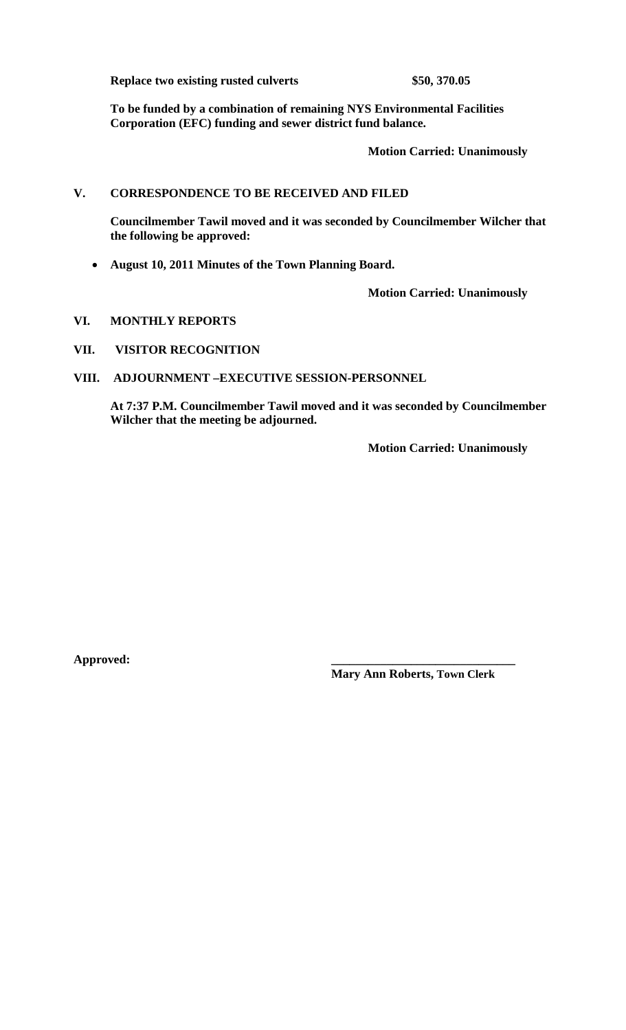**Replace two existing rusted culverts $50, 370.05**

**To be funded by a combination of remaining NYS Environmental Facilities Corporation (EFC) funding and sewer district fund balance.**

**Motion Carried: Unanimously**

## V. CORRESPONDENCE TO BE RECEIVED AND FILED

**Councilmember Tawil moved and it was seconded by Councilmember Wilcher that the following be approved:**

- **August 10, 2011 Minutes of the Town Planning Board.**

**Motion Carried: Unanimously**

## VI. MONTHLY REPORTS

## VII. VISITOR RECOGNITION

## VIII. ADJOURNMENT –EXECUTIVE SESSION-PERSONNEL

**At 7:37 P.M. Councilmember Tawil moved and it was seconded by Councilmember Wilcher that the meeting be adjourned.**

**Motion Carried: Unanimously**

**Approved:** ______________________________

**Mary Ann Roberts, Town Clerk**